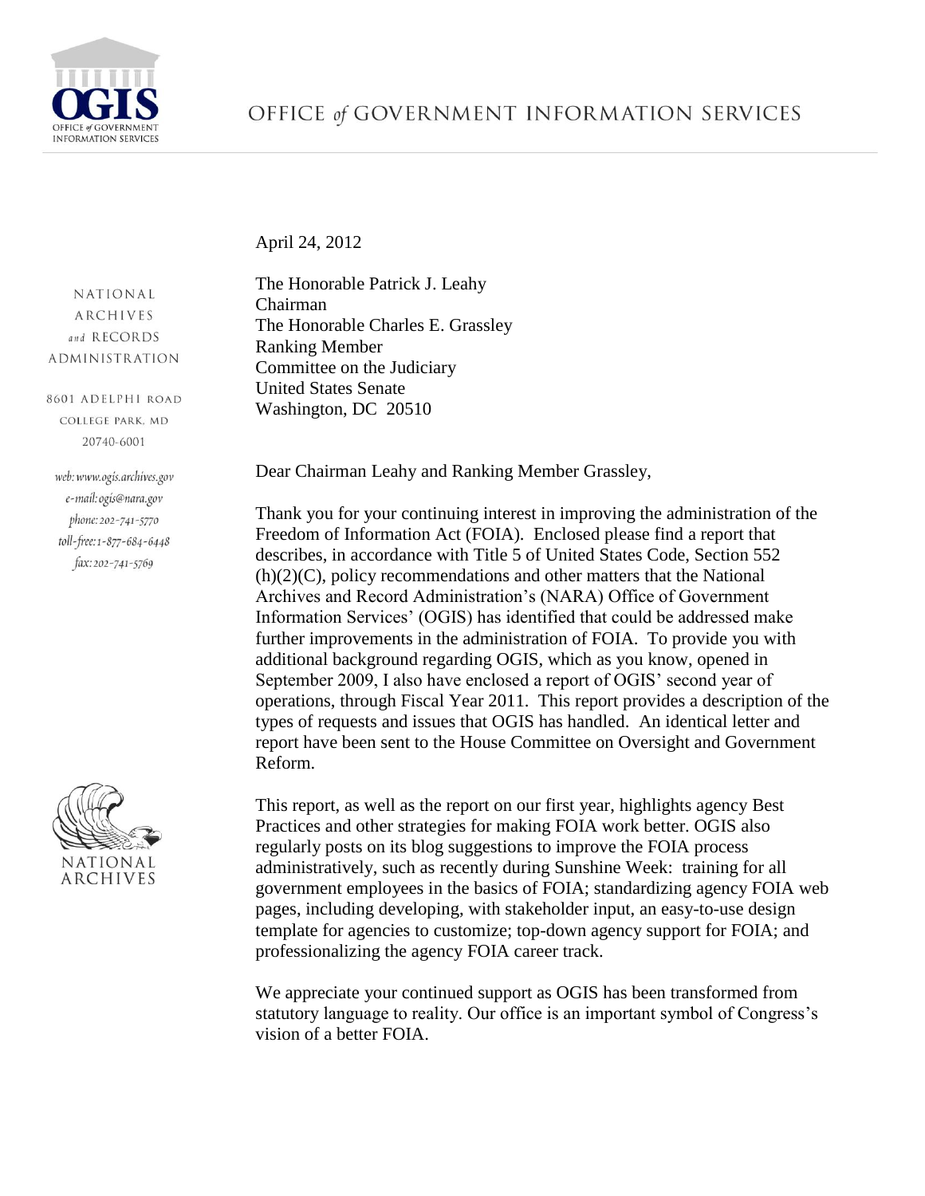# OFFICE *of* GOVERNMENT INFORMATION SERVICES

NATIONAL ARCHIVES *and* RECORDS ADMINISTRATION

8601 ADELPHI ROAD
COLLEGE PARK, MD
20740-6001

*web: www.ogis.archives.gov*
*e-mail: ogis@nara.gov*
*phone: 202-741-5770*
*toll-free: 1-877-684-6448*
*fax: 202-741-5769*

April 24, 2012

The Honorable Patrick J. Leahy
Chairman
The Honorable Charles E. Grassley
Ranking Member
Committee on the Judiciary
United States Senate
Washington, DC 20510

Dear Chairman Leahy and Ranking Member Grassley,

Thank you for your continuing interest in improving the administration of the Freedom of Information Act (FOIA). Enclosed please find a report that describes, in accordance with Title 5 of United States Code, Section 552 (h)(2)(C), policy recommendations and other matters that the National Archives and Record Administration's (NARA) Office of Government Information Services' (OGIS) has identified that could be addressed make further improvements in the administration of FOIA. To provide you with additional background regarding OGIS, which as you know, opened in September 2009, I also have enclosed a report of OGIS' second year of operations, through Fiscal Year 2011. This report provides a description of the types of requests and issues that OGIS has handled. An identical letter and report have been sent to the House Committee on Oversight and Government Reform.

This report, as well as the report on our first year, highlights agency Best Practices and other strategies for making FOIA work better. OGIS also regularly posts on its blog suggestions to improve the FOIA process administratively, such as recently during Sunshine Week: training for all government employees in the basics of FOIA; standardizing agency FOIA web pages, including developing, with stakeholder input, an easy-to-use design template for agencies to customize; top-down agency support for FOIA; and professionalizing the agency FOIA career track.

We appreciate your continued support as OGIS has been transformed from statutory language to reality. Our office is an important symbol of Congress's vision of a better FOIA.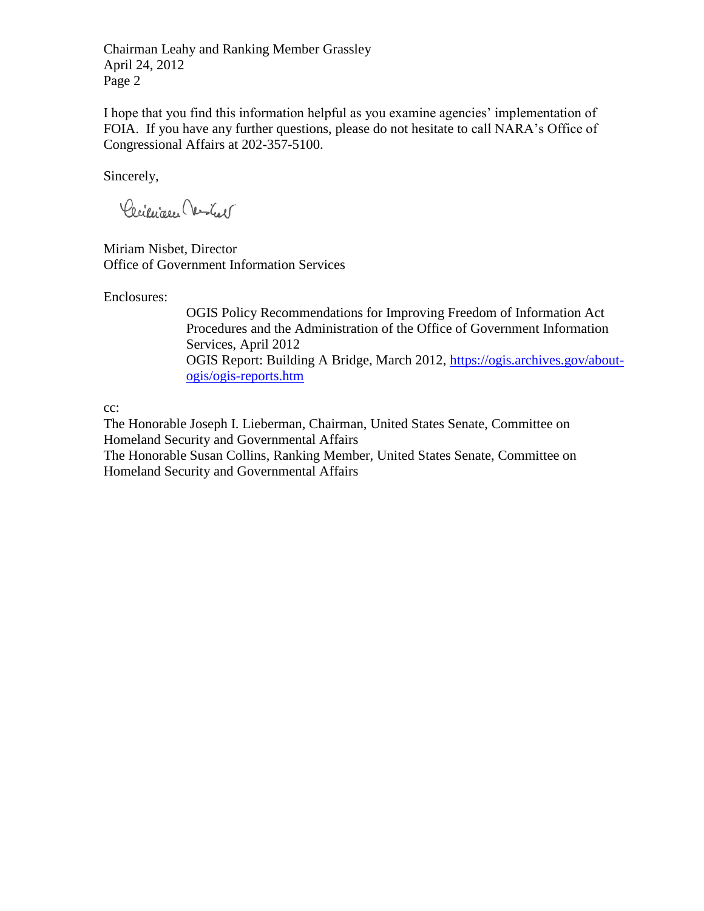Chairman Leahy and Ranking Member Grassley
April 24, 2012
Page 2

I hope that you find this information helpful as you examine agencies' implementation of FOIA. If you have any further questions, please do not hesitate to call NARA's Office of Congressional Affairs at 202-357-5100.

Sincerely,

Miriam Nisbet, Director
Office of Government Information Services

Enclosures:

OGIS Policy Recommendations for Improving Freedom of Information Act Procedures and the Administration of the Office of Government Information Services, April 2012
OGIS Report: Building A Bridge, March 2012, https://ogis.archives.gov/about-ogis/ogis-reports.htm

cc:
The Honorable Joseph I. Lieberman, Chairman, United States Senate, Committee on Homeland Security and Governmental Affairs
The Honorable Susan Collins, Ranking Member, United States Senate, Committee on Homeland Security and Governmental Affairs